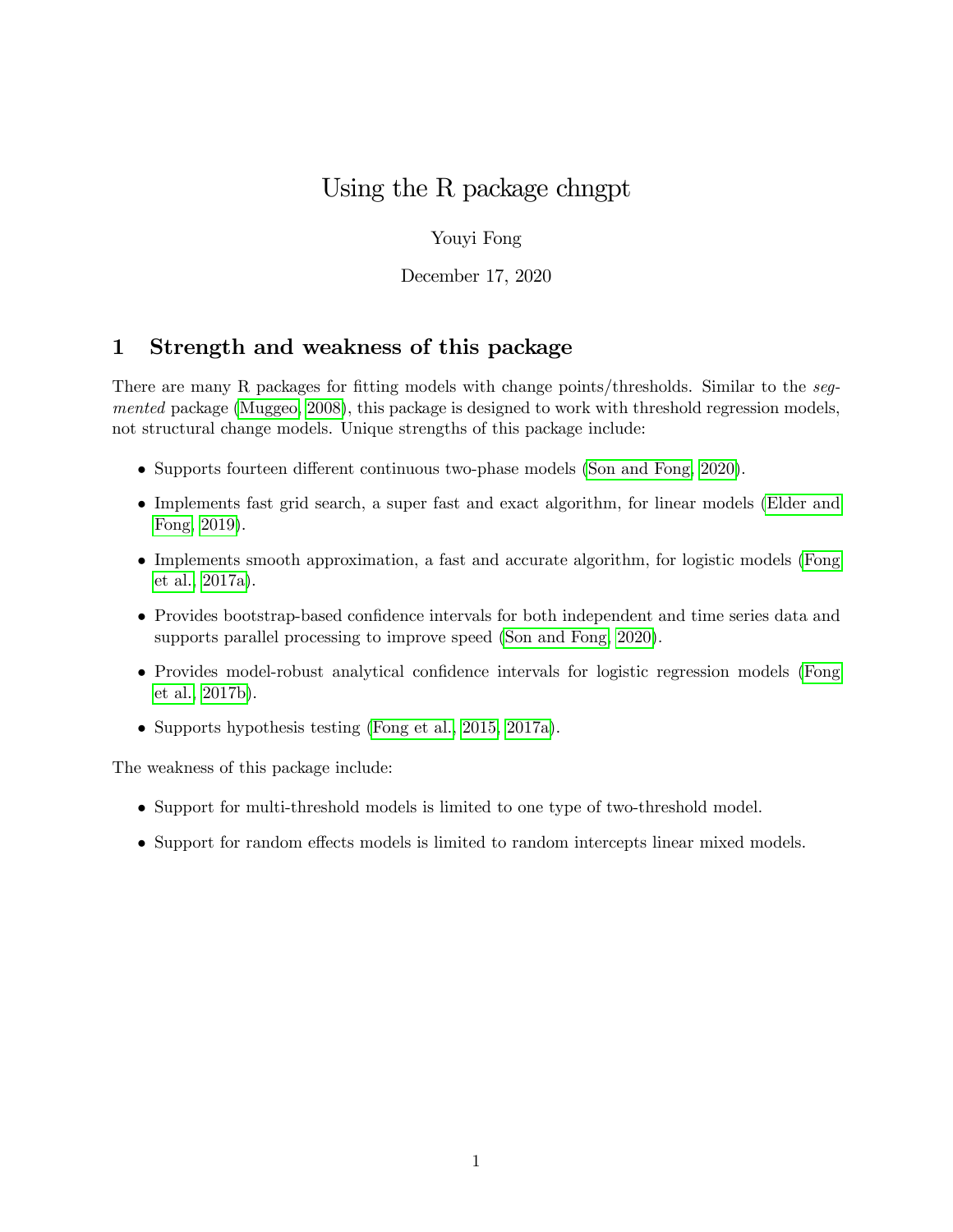# Using the R package chngpt

Youyi Fong

December 17, 2020

## 1 Strength and weakness of this package

There are many R packages for fitting models with change points/thresholds. Similar to the *segmented* package (Muggeo, 2008), this package is designed to work with threshold regression models, not structural change models. Unique strengths of this package include:

- Supports fourteen different continuous two-phase models (Son and Fong, 2020).
- Implements fast grid search, a super fast and exact algorithm, for linear models (Elder and Fong, 2019).
- Implements smooth approximation, a fast and accurate algorithm, for logistic models (Fong et al., 2017a).
- Provides bootstrap-based confidence intervals for both independent and time series data and supports parallel processing to improve speed (Son and Fong, 2020).
- Provides model-robust analytical confidence intervals for logistic regression models (Fong et al., 2017b).
- Supports hypothesis testing (Fong et al., 2015, 2017a).

The weakness of this package include:

- Support for multi-threshold models is limited to one type of two-threshold model.
- Support for random effects models is limited to random intercepts linear mixed models.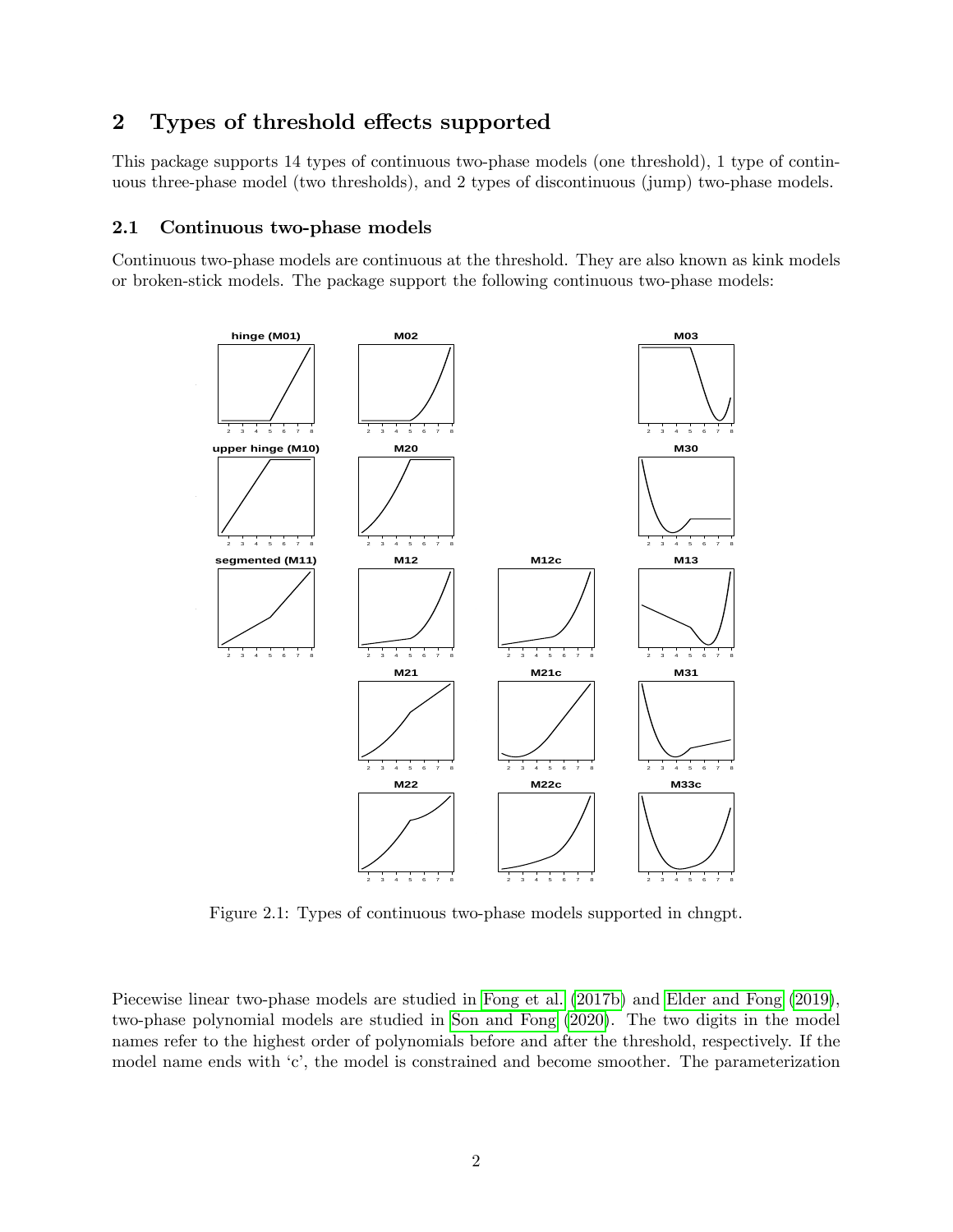## 2 Types of threshold effects supported

This package supports 14 types of continuous two-phase models (one threshold), 1 type of continuous three-phase model (two thresholds), and 2 types of discontinuous (jump) two-phase models.

### 2.1 Continuous two-phase models

Continuous two-phase models are continuous at the threshold. They are also known as kink models or broken-stick models. The package support the following continuous two-phase models:

Figure 2.1: Types of continuous two-phase models supported in chngpt.

Piecewise linear two-phase models are studied in Fong et al. (2017b) and Elder and Fong (2019), two-phase polynomial models are studied in Son and Fong (2020). The two digits in the model names refer to the highest order of polynomials before and after the threshold, respectively. If the model name ends with 'c', the model is constrained and become smoother. The parameterization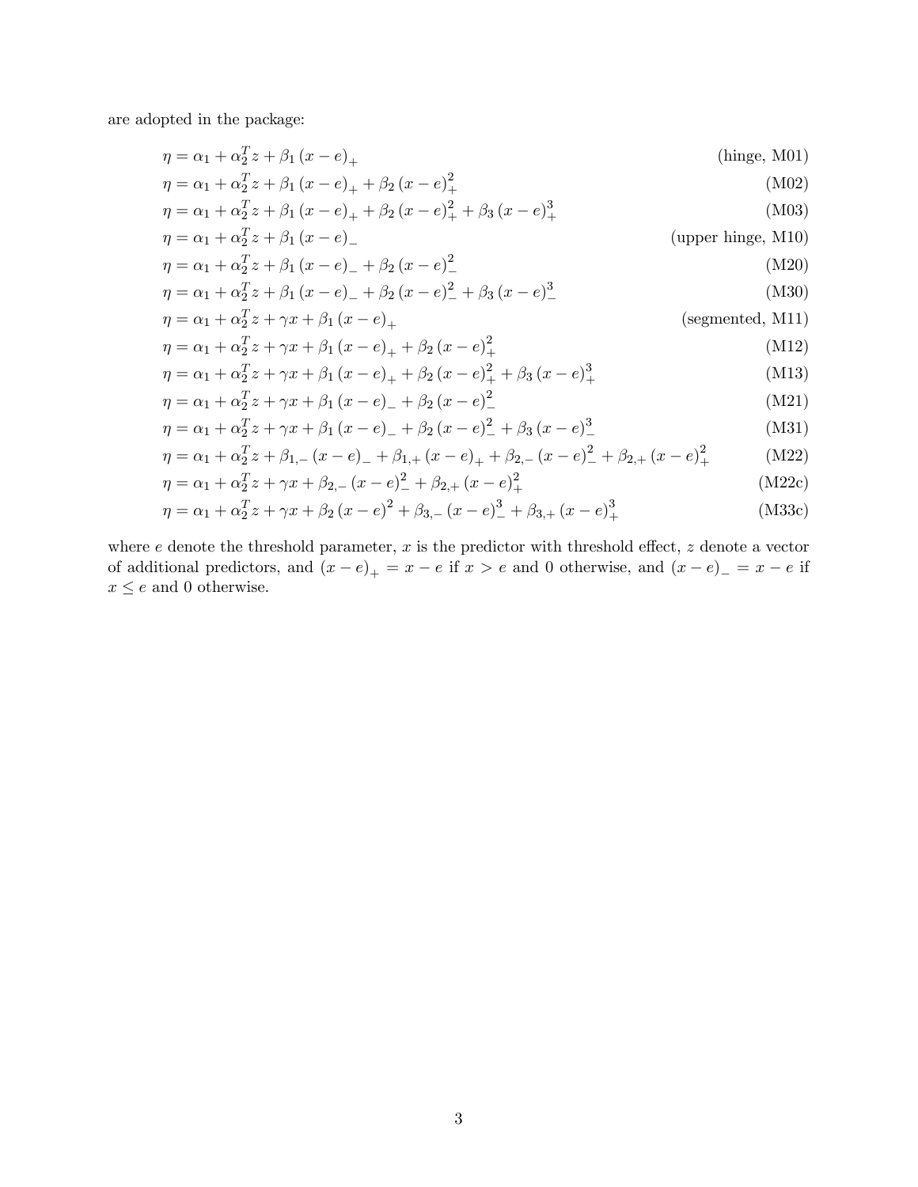are adopted in the package:

$$\eta = \alpha_1 + \alpha_2^T z + \beta_1 (x-e)_+ \qquad \text{(hinge, M01)}$$

$$\eta = \alpha_1 + \alpha_2^T z + \beta_1 (x-e)_+ + \beta_2 (x-e)_+^2 \qquad \text{(M02)}$$

$$\eta = \alpha_1 + \alpha_2^T z + \beta_1 (x-e)_+ + \beta_2 (x-e)_+^2 + \beta_3 (x-e)_+^3 \qquad \text{(M03)}$$

$$\eta = \alpha_1 + \alpha_2^T z + \beta_1 (x-e)_- \qquad \text{(upper hinge, M10)}$$

$$\eta = \alpha_1 + \alpha_2^T z + \beta_1 (x-e)_- + \beta_2 (x-e)_-^2 \qquad \text{(M20)}$$

$$\eta = \alpha_1 + \alpha_2^T z + \beta_1 (x-e)_- + \beta_2 (x-e)_-^2 + \beta_3 (x-e)_-^3 \qquad \text{(M30)}$$

$$\eta = \alpha_1 + \alpha_2^T z + \gamma x + \beta_1 (x-e)_+ \qquad \text{(segmented, M11)}$$

$$\eta = \alpha_1 + \alpha_2^T z + \gamma x + \beta_1 (x-e)_+ + \beta_2 (x-e)_+^2 \qquad \text{(M12)}$$

$$\eta = \alpha_1 + \alpha_2^T z + \gamma x + \beta_1 (x-e)_+ + \beta_2 (x-e)_+^2 + \beta_3 (x-e)_+^3 \qquad \text{(M13)}$$

$$\eta = \alpha_1 + \alpha_2^T z + \gamma x + \beta_1 (x-e)_- + \beta_2 (x-e)_-^2 \qquad \text{(M21)}$$

$$\eta = \alpha_1 + \alpha_2^T z + \gamma x + \beta_1 (x-e)_- + \beta_2 (x-e)_-^2 + \beta_3 (x-e)_-^3 \qquad \text{(M31)}$$

$$\eta = \alpha_1 + \alpha_2^T z + \beta_{1,-} (x-e)_- + \beta_{1,+} (x-e)_+ + \beta_{2,-} (x-e)_-^2 + \beta_{2,+} (x-e)_+^2 \qquad \text{(M22)}$$

$$\eta = \alpha_1 + \alpha_2^T z + \gamma x + \beta_{2,-} (x-e)_-^2 + \beta_{2,+} (x-e)_+^2 \qquad \text{(M22c)}$$

$$\eta = \alpha_1 + \alpha_2^T z + \gamma x + \beta_2 (x-e)^2 + \beta_{3,-} (x-e)_-^3 + \beta_{3,+} (x-e)_+^3 \qquad \text{(M33c)}$$

where $e$ denote the threshold parameter, $x$ is the predictor with threshold effect, $z$ denote a vector of additional predictors, and $(x-e)_+ = x - e$ if $x > e$ and 0 otherwise, and $(x-e)_- = x - e$ if $x \leq e$ and 0 otherwise.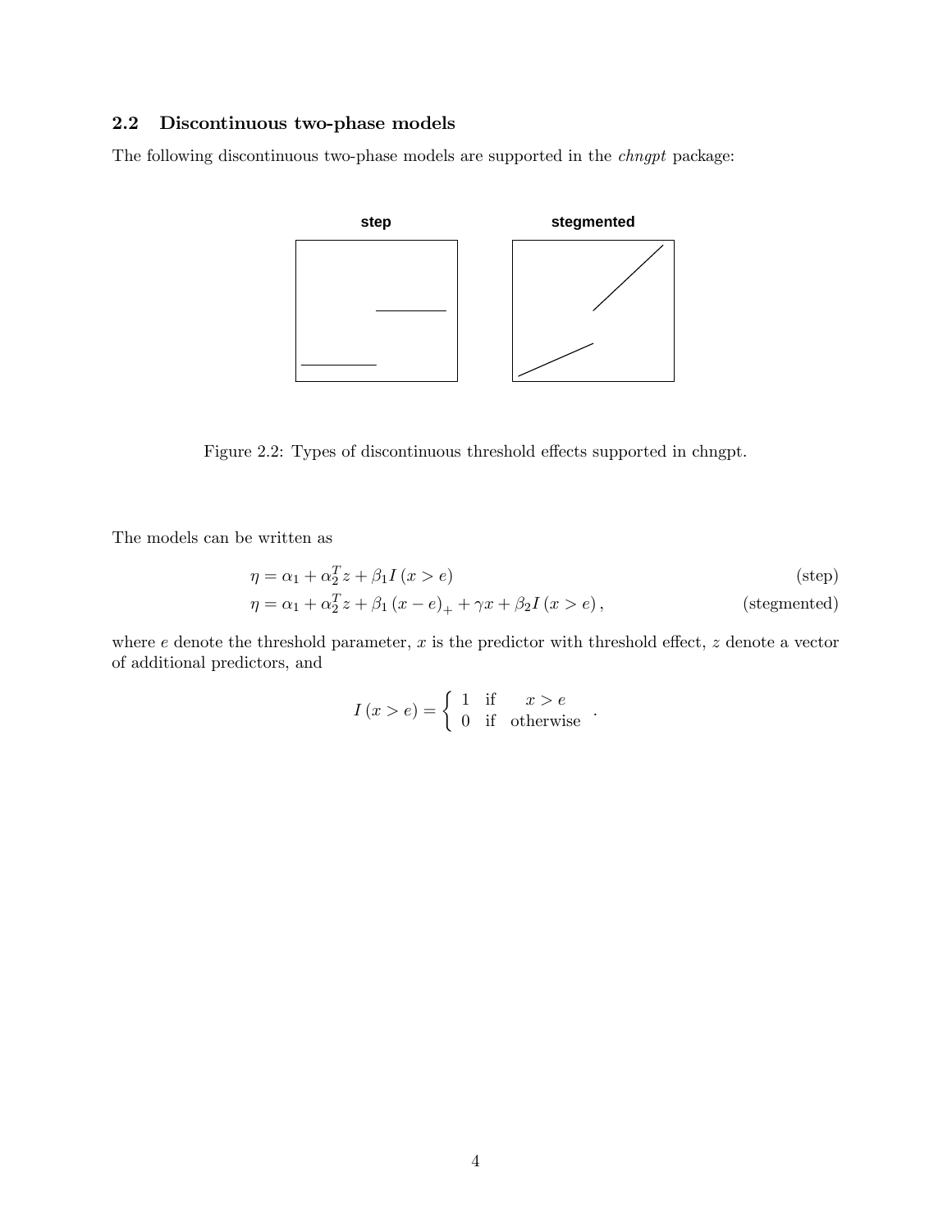### 2.2 Discontinuous two-phase models

The following discontinuous two-phase models are supported in the *chngpt* package:

Figure 2.2: Types of discontinuous threshold effects supported in chngpt.

The models can be written as

$$\eta = \alpha_1 + \alpha_2^T z + \beta_1 I\left(x > e\right) \qquad \text{(step)}$$

$$\eta = \alpha_1 + \alpha_2^T z + \beta_1 \left(x - e\right)_+ + \gamma x + \beta_2 I\left(x > e\right), \qquad \text{(stegmented)}$$

where $e$ denote the threshold parameter, $x$ is the predictor with threshold effect, $z$ denote a vector of additional predictors, and

$$I\left(x > e\right) = \begin{cases} 1 & \text{if} \quad x > e \\ 0 & \text{if} \quad \text{otherwise} \end{cases}.$$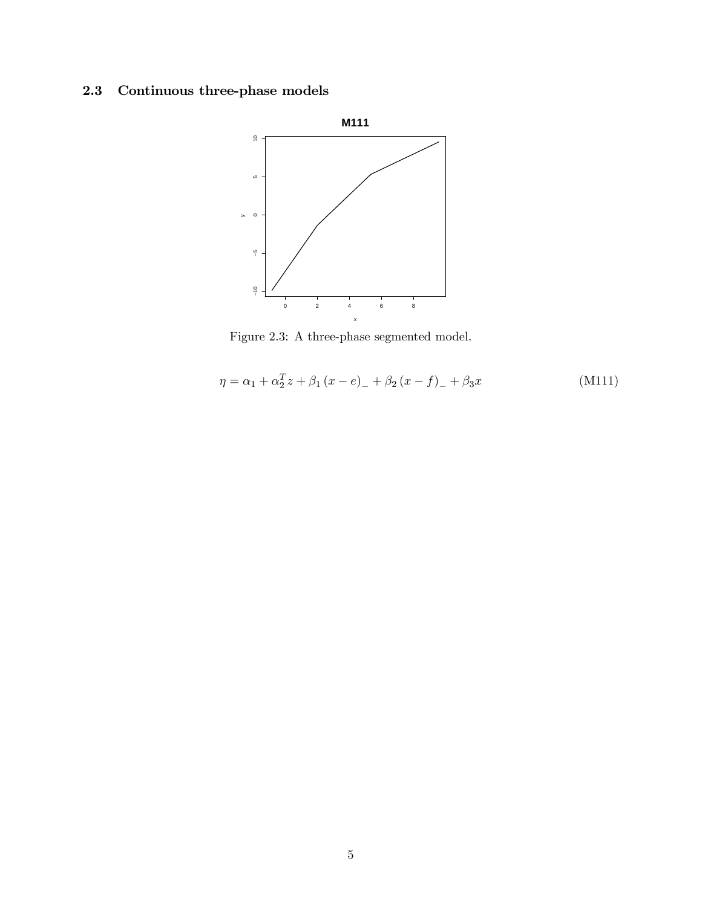## 2.3 Continuous three-phase models

Figure 2.3: A three-phase segmented model.

$$\eta = \alpha_1 + \alpha_2^T z + \beta_1 (x - e)_- + \beta_2 (x - f)_- + \beta_3 x \tag{M111}$$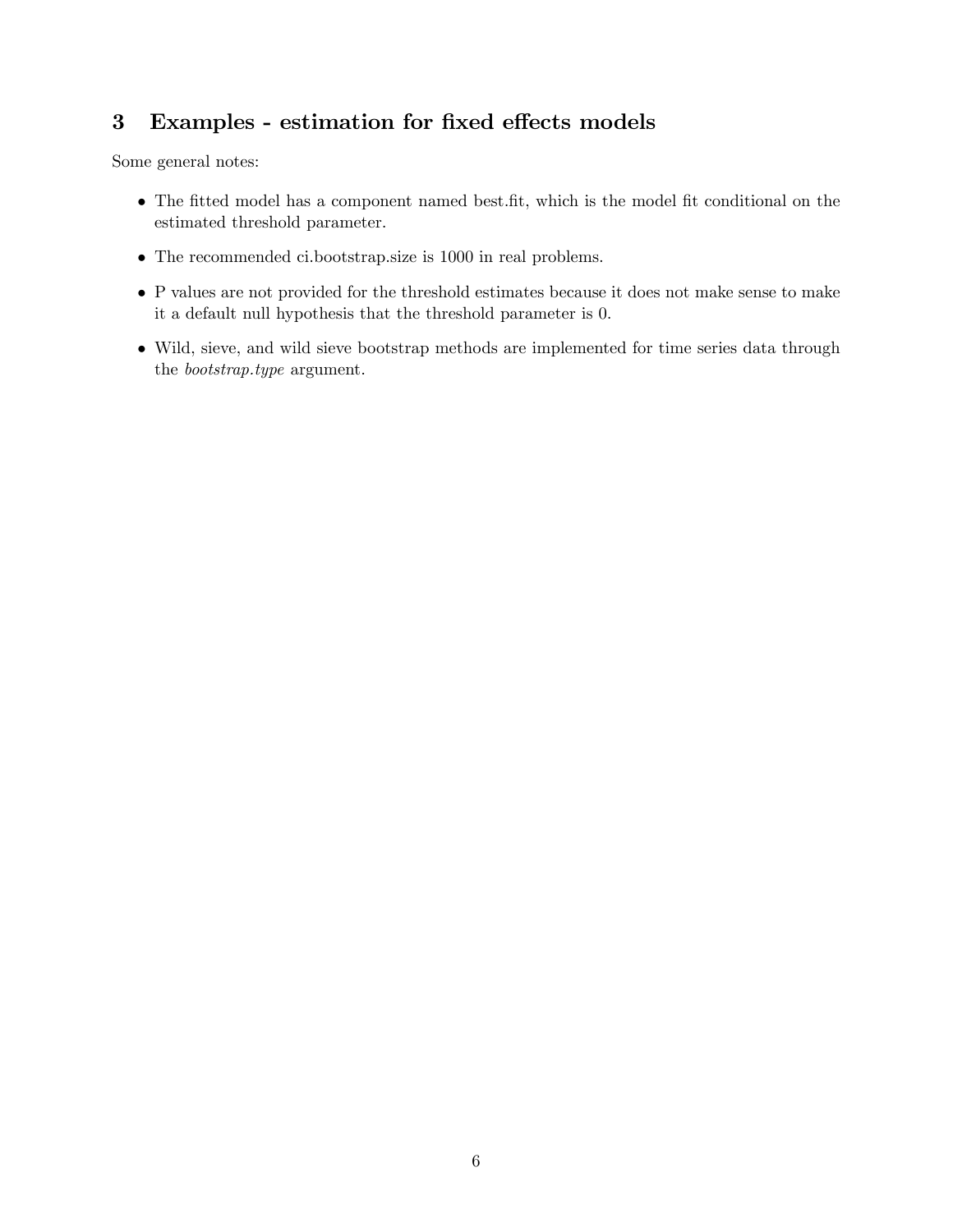## 3 Examples - estimation for fixed effects models

Some general notes:

- The fitted model has a component named best.fit, which is the model fit conditional on the estimated threshold parameter.
- The recommended ci.bootstrap.size is 1000 in real problems.
- P values are not provided for the threshold estimates because it does not make sense to make it a default null hypothesis that the threshold parameter is 0.
- Wild, sieve, and wild sieve bootstrap methods are implemented for time series data through the *bootstrap.type* argument.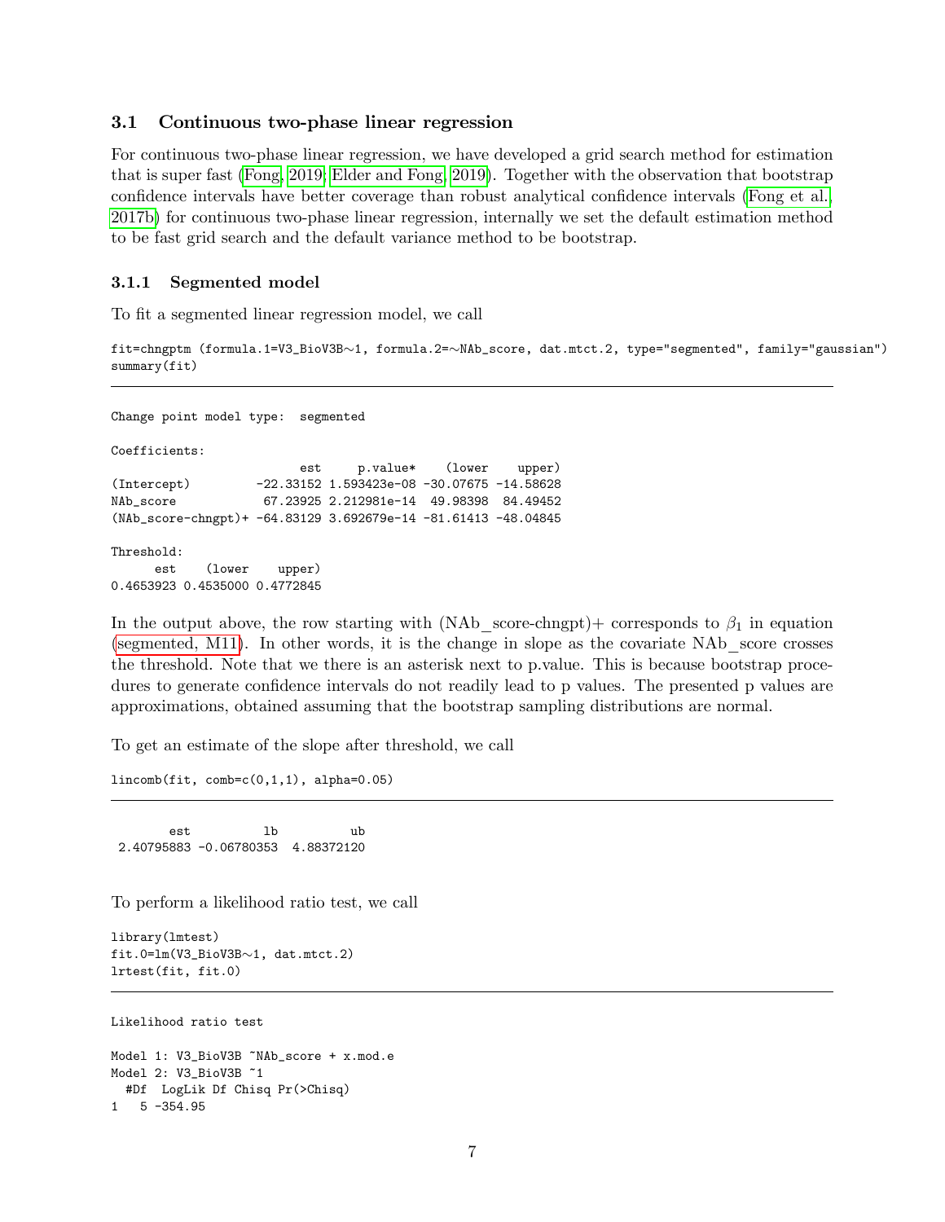### 3.1 Continuous two-phase linear regression

For continuous two-phase linear regression, we have developed a grid search method for estimation that is super fast (Fong, 2019; Elder and Fong, 2019). Together with the observation that bootstrap confidence intervals have better coverage than robust analytical confidence intervals (Fong et al., 2017b) for continuous two-phase linear regression, internally we set the default estimation method to be fast grid search and the default variance method to be bootstrap.

#### 3.1.1 Segmented model

To fit a segmented linear regression model, we call

```
fit=chngptm (formula.1=V3_BioV3B~1, formula.2=~NAb_score, dat.mtct.2, type="segmented", family="gaussian")
summary(fit)
```

---

```
Change point model type:  segmented

Coefficients:
                          est     p.value*    (lower    upper)
(Intercept)         -22.33152 1.593423e-08 -30.07675 -14.58628
NAb_score            67.23925 2.212981e-14  49.98398  84.49452
(NAb_score-chngpt)+ -64.83129 3.692679e-14 -81.61413 -48.04845

Threshold:
      est    (lower    upper)
0.4653923 0.4535000 0.4772845
```

In the output above, the row starting with (NAb_score-chngpt)+ corresponds to $\beta_1$ in equation (segmented, M11). In other words, it is the change in slope as the covariate NAb_score crosses the threshold. Note that we there is an asterisk next to p.value. This is because bootstrap procedures to generate confidence intervals do not readily lead to p values. The presented p values are approximations, obtained assuming that the bootstrap sampling distributions are normal.

To get an estimate of the slope after threshold, we call

```
lincomb(fit, comb=c(0,1,1), alpha=0.05)
```

---

```
        est          lb          ub
 2.40795883 -0.06780353  4.88372120
```

To perform a likelihood ratio test, we call

```
library(lmtest)
fit.0=lm(V3_BioV3B~1, dat.mtct.2)
lrtest(fit, fit.0)
```

---

```
Likelihood ratio test

Model 1: V3_BioV3B ~NAb_score + x.mod.e
Model 2: V3_BioV3B ~1
  #Df  LogLik Df Chisq Pr(>Chisq)
1   5 -354.95
```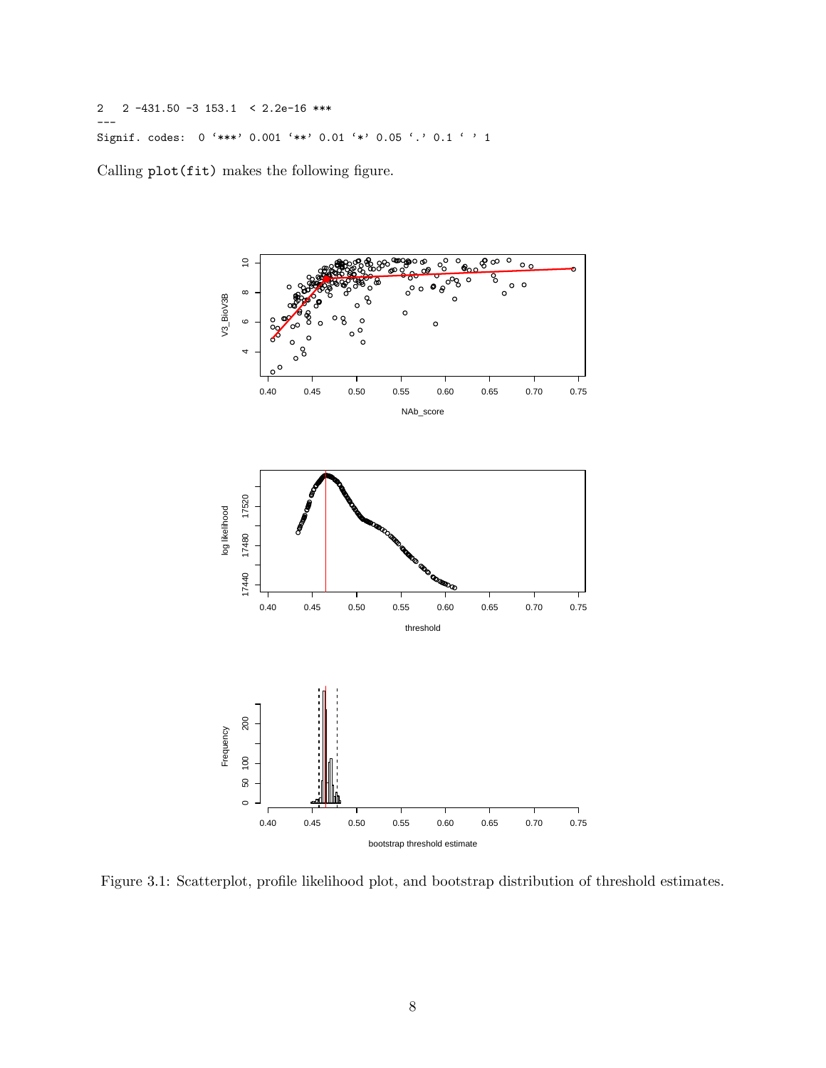```
2   2 -431.50 -3 153.1  < 2.2e-16 ***
---
Signif. codes:  0 ‘***’ 0.001 ‘**’ 0.01 ‘*’ 0.05 ‘.’ 0.1 ‘ ’ 1
```

Calling `plot(fit)` makes the following figure.

Figure 3.1: Scatterplot, profile likelihood plot, and bootstrap distribution of threshold estimates.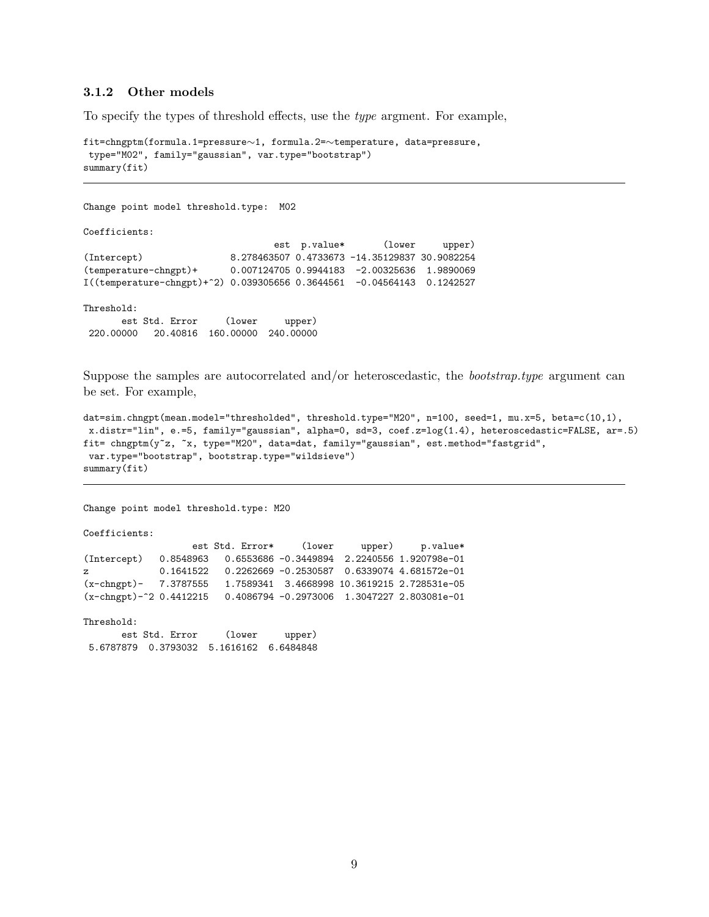### 3.1.2 Other models

To specify the types of threshold effects, use the *type* argment. For example,

```
fit=chngptm(formula.1=pressure~1, formula.2=~temperature, data=pressure,
 type="M02", family="gaussian", var.type="bootstrap")
summary(fit)
```

---

```
Change point model threshold.type:  M02

Coefficients:
                                est  p.value*       (lower     upper)
(Intercept)               8.278463507 0.4733673 -14.35129837 30.9082254
(temperature-chngpt)+      0.007124705 0.9944183  -2.00325636  1.9890069
I((temperature-chngpt)+^2) 0.039305656 0.3644561  -0.04564143  0.1242527

Threshold:
       est Std. Error     (lower     upper)
 220.00000   20.40816  160.00000  240.00000
```

Suppose the samples are autocorrelated and/or heteroscedastic, the *bootstrap.type* argument can be set. For example,

```
dat=sim.chngpt(mean.model="thresholded", threshold.type="M20", n=100, seed=1, mu.x=5, beta=c(10,1),
 x.distr="lin", e.=5, family="gaussian", alpha=0, sd=3, coef.z=log(1.4), heteroscedastic=FALSE, ar=.5)
fit= chngptm(y~z, ~x, type="M20", data=dat, family="gaussian", est.method="fastgrid",
 var.type="bootstrap", bootstrap.type="wildsieve")
summary(fit)
```

---

```
Change point model threshold.type: M20

Coefficients:
                   est Std. Error*     (lower     upper)     p.value*
(Intercept)   0.8548963   0.6553686 -0.3449894  2.2240556 1.920798e-01
z             0.1641522   0.2262669 -0.2530587  0.6339074 4.681572e-01
(x-chngpt)-   7.3787555   1.7589341  3.4668998 10.3619215 2.728531e-05
(x-chngpt)-^2 0.4412215   0.4086794 -0.2973006  1.3047227 2.803081e-01

Threshold:
       est Std. Error     (lower     upper)
 5.6787879  0.3793032  5.1616162  6.6484848
```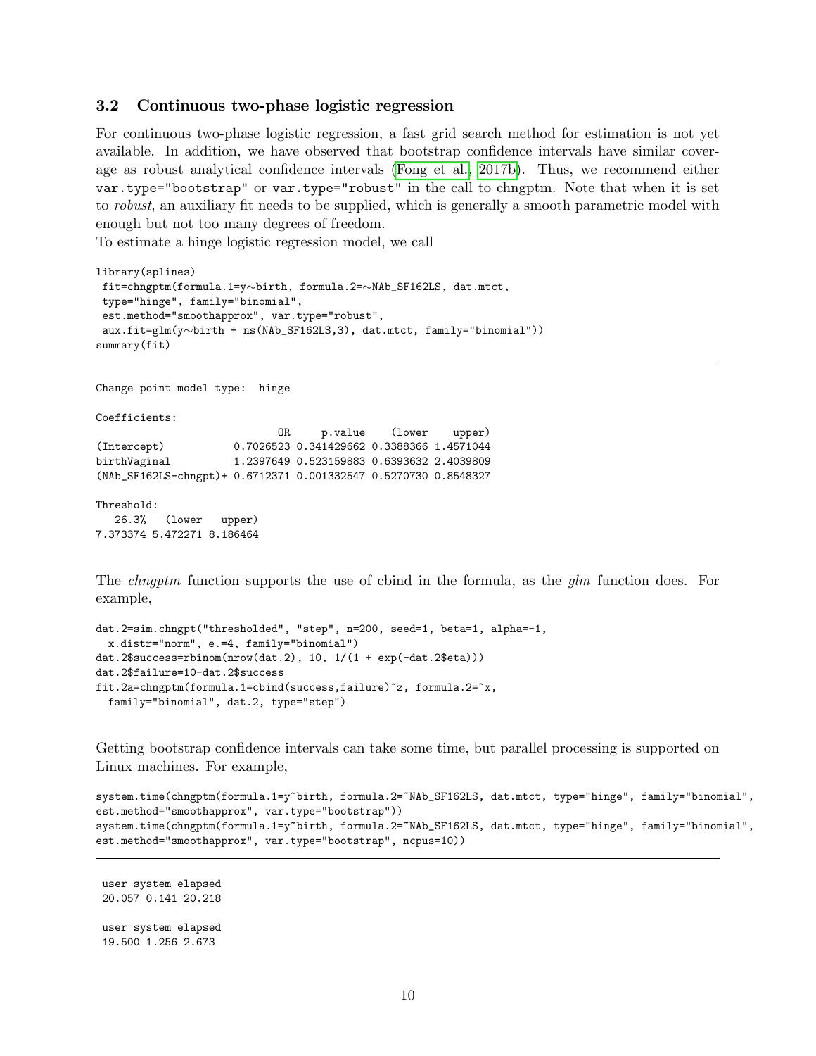### 3.2 Continuous two-phase logistic regression

For continuous two-phase logistic regression, a fast grid search method for estimation is not yet available. In addition, we have observed that bootstrap confidence intervals have similar coverage as robust analytical confidence intervals (Fong et al., 2017b). Thus, we recommend either `var.type="bootstrap"` or `var.type="robust"` in the call to chngptm. Note that when it is set to *robust*, an auxiliary fit needs to be supplied, which is generally a smooth parametric model with enough but not too many degrees of freedom.

To estimate a hinge logistic regression model, we call

```
library(splines)
 fit=chngptm(formula.1=y~birth, formula.2=~NAb_SF162LS, dat.mtct,
 type="hinge", family="binomial",
 est.method="smoothapprox", var.type="robust",
 aux.fit=glm(y~birth + ns(NAb_SF162LS,3), dat.mtct, family="binomial"))
summary(fit)
```

```
Change point model type:  hinge

Coefficients:
                             OR     p.value    (lower     upper)
(Intercept)           0.7026523 0.341429662 0.3388366 1.4571044
birthVaginal          1.2397649 0.523159883 0.6393632 2.4039809
(NAb_SF162LS-chngpt)+ 0.6712371 0.001332547 0.5270730 0.8548327

Threshold:
   26.3%   (lower   upper)
7.373374 5.472271 8.186464
```

The *chngptm* function supports the use of cbind in the formula, as the *glm* function does. For example,

```
dat.2=sim.chngpt("thresholded", "step", n=200, seed=1, beta=1, alpha=-1,
  x.distr="norm", e.=4, family="binomial")
dat.2$success=rbinom(nrow(dat.2), 10, 1/(1 + exp(-dat.2$eta)))
dat.2$failure=10-dat.2$success
fit.2a=chngptm(formula.1=cbind(success,failure)~z, formula.2=~x,
  family="binomial", dat.2, type="step")
```

Getting bootstrap confidence intervals can take some time, but parallel processing is supported on Linux machines. For example,

```
system.time(chngptm(formula.1=y~birth, formula.2=~NAb_SF162LS, dat.mtct, type="hinge", family="binomial",
est.method="smoothapprox", var.type="bootstrap"))
system.time(chngptm(formula.1=y~birth, formula.2=~NAb_SF162LS, dat.mtct, type="hinge", family="binomial",
est.method="smoothapprox", var.type="bootstrap", ncpus=10))
```

```
 user system elapsed
 20.057 0.141 20.218

 user system elapsed
 19.500 1.256 2.673
```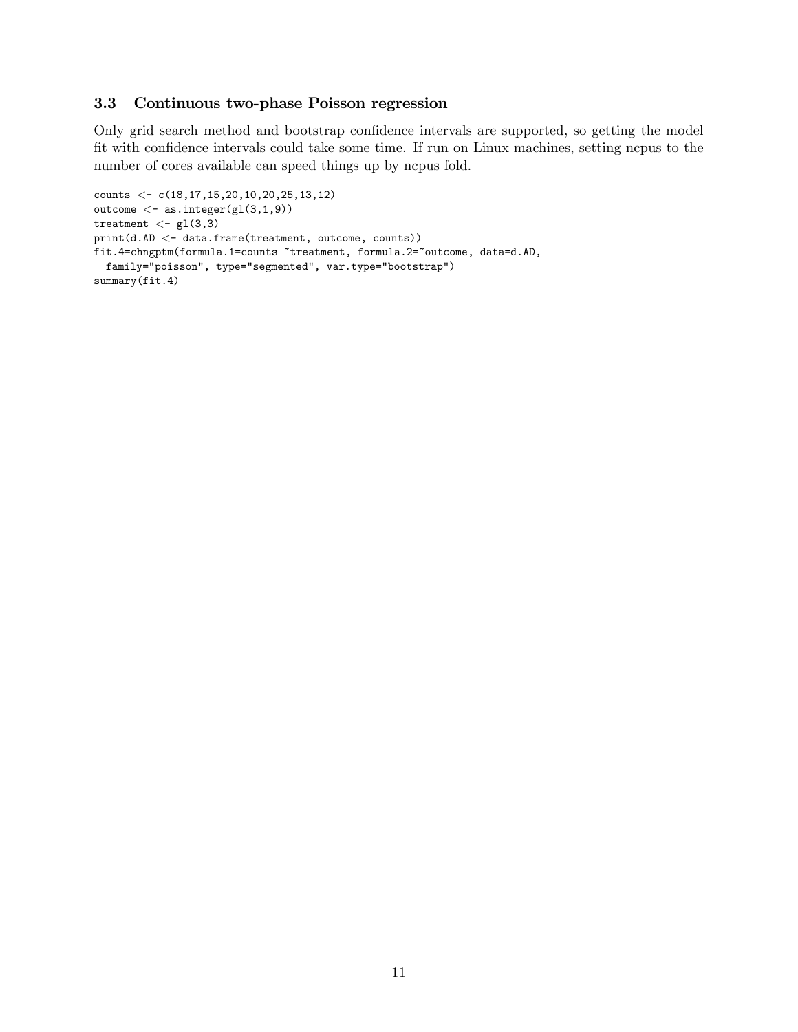### 3.3 Continuous two-phase Poisson regression

Only grid search method and bootstrap confidence intervals are supported, so getting the model fit with confidence intervals could take some time. If run on Linux machines, setting ncpus to the number of cores available can speed things up by ncpus fold.

```
counts <- c(18,17,15,20,10,20,25,13,12)
outcome <- as.integer(gl(3,1,9))
treatment <- gl(3,3)
print(d.AD <- data.frame(treatment, outcome, counts))
fit.4=chngptm(formula.1=counts ~treatment, formula.2=~outcome, data=d.AD,
  family="poisson", type="segmented", var.type="bootstrap")
summary(fit.4)
```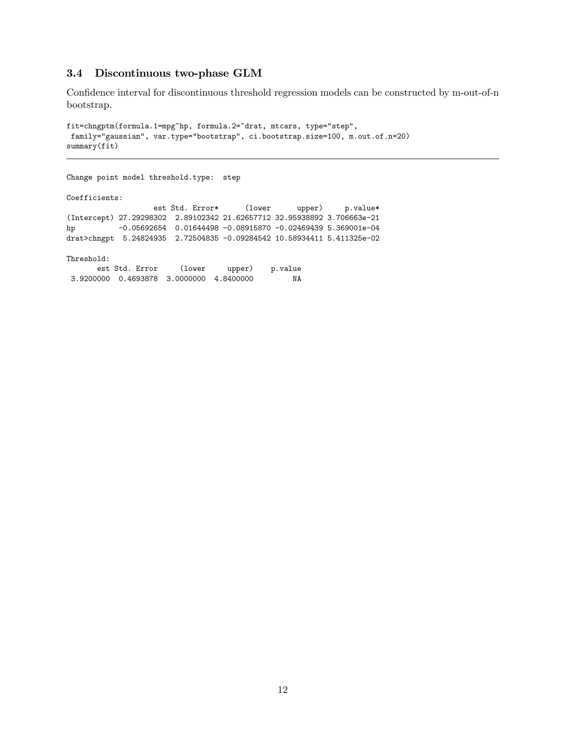### 3.4 Discontinuous two-phase GLM

Confidence interval for discontinuous threshold regression models can be constructed by m-out-of-n bootstrap.

```
fit=chngptm(formula.1=mpg~hp, formula.2=~drat, mtcars, type="step",
 family="gaussian", var.type="bootstrap", ci.bootstrap.size=100, m.out.of.n=20)
summary(fit)
```

---

```
Change point model threshold.type:  step

Coefficients:
                    est Std. Error*      (lower      upper)     p.value*
(Intercept) 27.29298302  2.89102342 21.62657712 32.95938892 3.706663e-21
hp          -0.05692654  0.01644498 -0.08915870 -0.02469439 5.369001e-04
drat>chngpt  5.24824935  2.72504835 -0.09284542 10.58934411 5.411325e-02

Threshold:
      est Std. Error     (lower     upper)    p.value
 3.9200000  0.4693878  3.0000000  4.8400000         NA
```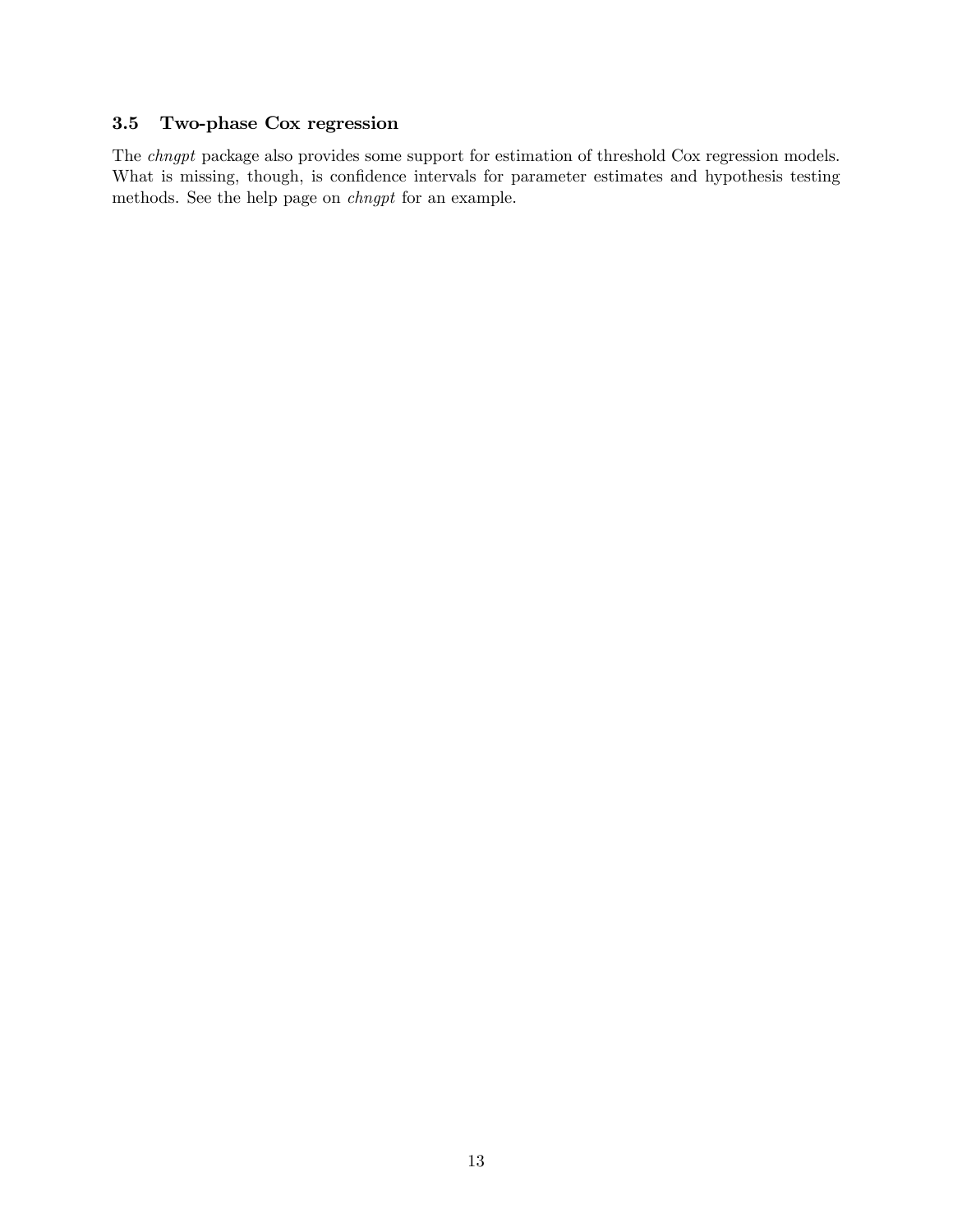### 3.5 Two-phase Cox regression

The *chngpt* package also provides some support for estimation of threshold Cox regression models. What is missing, though, is confidence intervals for parameter estimates and hypothesis testing methods. See the help page on *chngpt* for an example.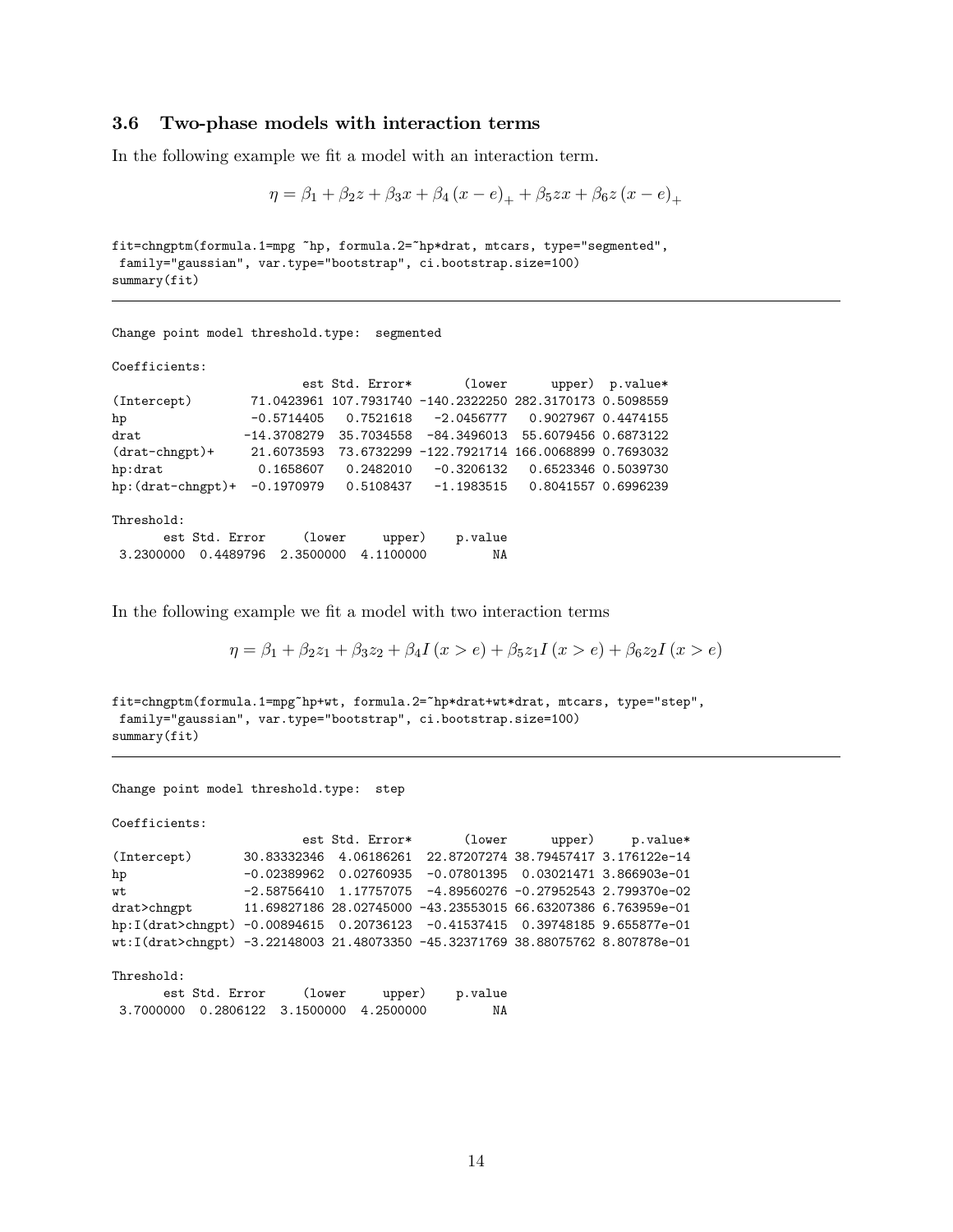### 3.6 Two-phase models with interaction terms

In the following example we fit a model with an interaction term.

$$\eta = \beta_1 + \beta_2 z + \beta_3 x + \beta_4 (x - e)_+ + \beta_5 zx + \beta_6 z (x - e)_+$$

```
fit=chngptm(formula.1=mpg ~hp, formula.2=~hp*drat, mtcars, type="segmented",
 family="gaussian", var.type="bootstrap", ci.bootstrap.size=100)
summary(fit)
```

---

```
Change point model threshold.type:  segmented

Coefficients:
                          est Std. Error*        (lower       upper)  p.value*
(Intercept)        71.0423961 107.7931740 -140.2322250 282.3170173 0.5098559
hp                 -0.5714405   0.7521618   -2.0456777   0.9027967 0.4474155
drat              -14.3708279  35.7034558  -84.3496013  55.6079456 0.6873122
(drat-chngpt)+     21.6073593  73.6732299 -122.7921714 166.0068899 0.7693032
hp:drat             0.1658607   0.2482010   -0.3206132   0.6523346 0.5039730
hp:(drat-chngpt)+  -0.1970979   0.5108437   -1.1983515   0.8041557 0.6996239

Threshold:
      est Std. Error     (lower     upper)    p.value
 3.2300000  0.4489796  2.3500000  4.1100000         NA
```

In the following example we fit a model with two interaction terms

$$\eta = \beta_1 + \beta_2 z_1 + \beta_3 z_2 + \beta_4 I(x > e) + \beta_5 z_1 I(x > e) + \beta_6 z_2 I(x > e)$$

```
fit=chngptm(formula.1=mpg~hp+wt, formula.2=~hp*drat+wt*drat, mtcars, type="step",
 family="gaussian", var.type="bootstrap", ci.bootstrap.size=100)
summary(fit)
```

---

```
Change point model threshold.type:  step

Coefficients:
                          est Std. Error*        (lower       upper)     p.value*
(Intercept)       30.83332346  4.06186261  22.87207274 38.79457417 3.176122e-14
hp                -0.02389962  0.02760935  -0.07801395  0.03021471 3.866903e-01
wt                -2.58756410  1.17757075  -4.89560276 -0.27952543 2.799370e-02
drat>chngpt       11.69827186 28.02745000 -43.23553015 66.63207386 6.763959e-01
hp:I(drat>chngpt) -0.00894615  0.20736123  -0.41537415  0.39748185 9.655877e-01
wt:I(drat>chngpt) -3.22148003 21.48073350 -45.32371769 38.88075762 8.807878e-01

Threshold:
      est Std. Error     (lower     upper)    p.value
 3.7000000  0.2806122  3.1500000  4.2500000         NA
```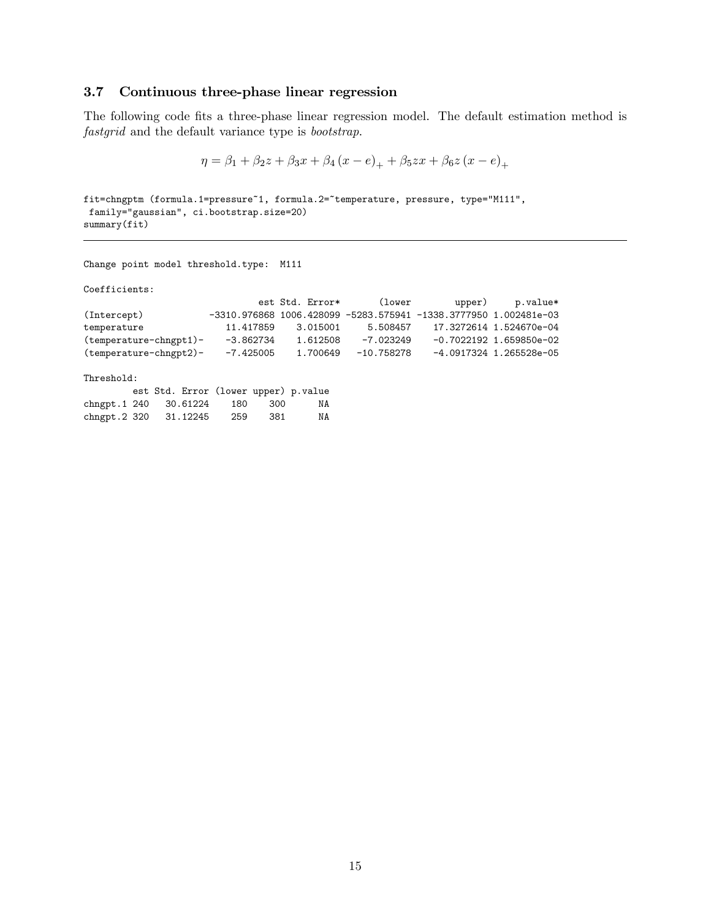### 3.7 Continuous three-phase linear regression

The following code fits a three-phase linear regression model. The default estimation method is *fastgrid* and the default variance type is *bootstrap*.

$$\eta = \beta_1 + \beta_2 z + \beta_3 x + \beta_4 (x - e)_+ + \beta_5 zx + \beta_6 z (x - e)_+$$

```
fit=chngptm (formula.1=pressure~1, formula.2=~temperature, pressure, type="M111",
 family="gaussian", ci.bootstrap.size=20)
summary(fit)
```

---

```
Change point model threshold.type:  M111

Coefficients:
                                est Std. Error*       (lower        upper)     p.value*
(Intercept)            -3310.976868 1006.428099 -5283.575941 -1338.3777950 1.002481e-03
temperature               11.417859    3.015001     5.508457    17.3272614 1.524670e-04
(temperature-chngpt1)-    -3.862734    1.612508    -7.023249    -0.7022192 1.659850e-02
(temperature-chngpt2)-    -7.425005    1.700649   -10.758278    -4.0917324 1.265528e-05

Threshold:
        est Std. Error (lower upper) p.value
chngpt.1 240   30.61224    180    300      NA
chngpt.2 320   31.12245    259    381      NA
```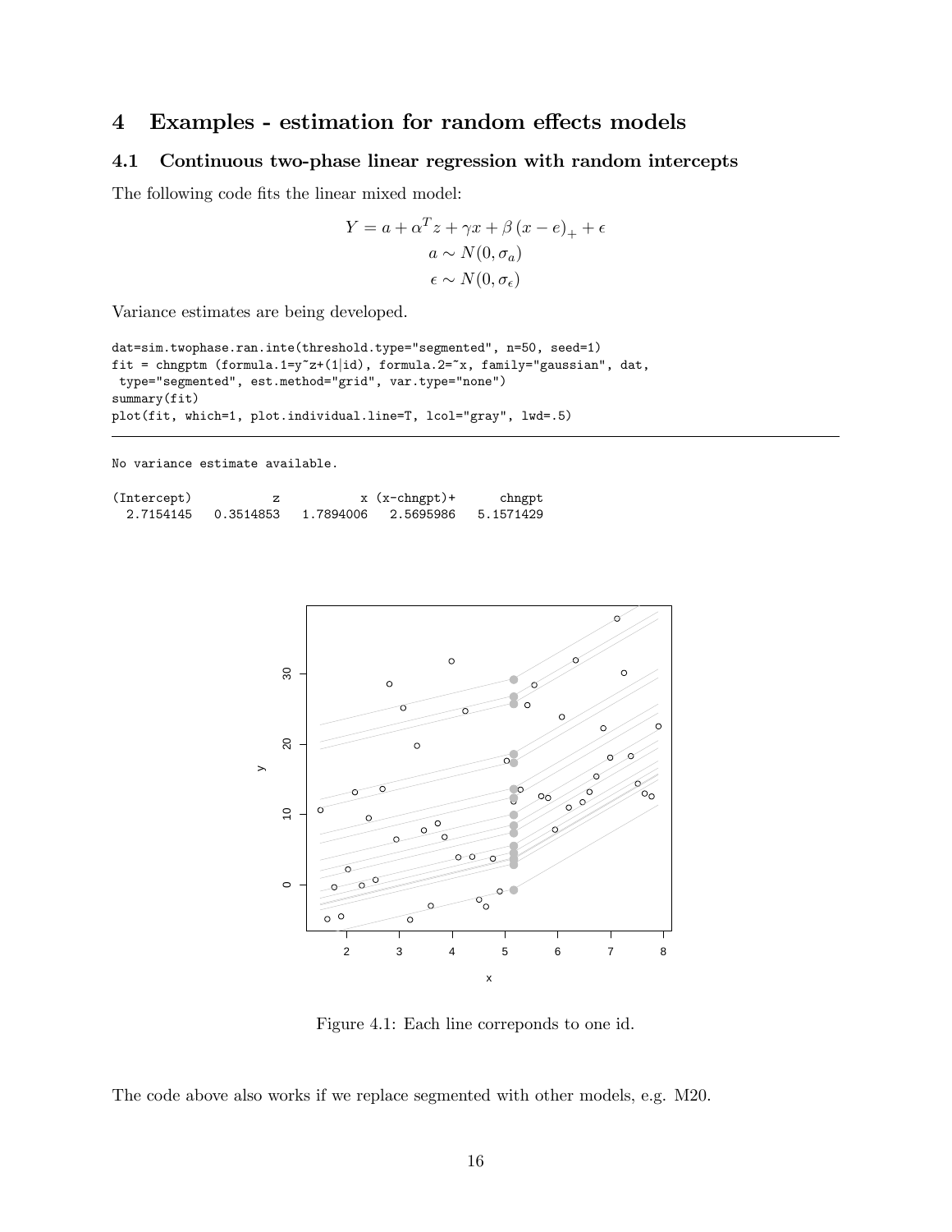# 4 Examples - estimation for random effects models

## 4.1 Continuous two-phase linear regression with random intercepts

The following code fits the linear mixed model:

$$Y = a + \alpha^T z + \gamma x + \beta (x - e)_+ + \epsilon$$
$$a \sim N(0, \sigma_a)$$
$$\epsilon \sim N(0, \sigma_\epsilon)$$

Variance estimates are being developed.

```
dat=sim.twophase.ran.inte(threshold.type="segmented", n=50, seed=1)
fit = chngptm (formula.1=y~z+(1|id), formula.2=~x, family="gaussian", dat,
 type="segmented", est.method="grid", var.type="none")
summary(fit)
plot(fit, which=1, plot.individual.line=T, lcol="gray", lwd=.5)
```

---

```
No variance estimate available.

(Intercept)           z           x (x-chngpt)+      chngpt
  2.7154145   0.3514853   1.7894006   2.5695986   5.1571429
```

Figure 4.1: Each line correponds to one id.

The code above also works if we replace segmented with other models, e.g. M20.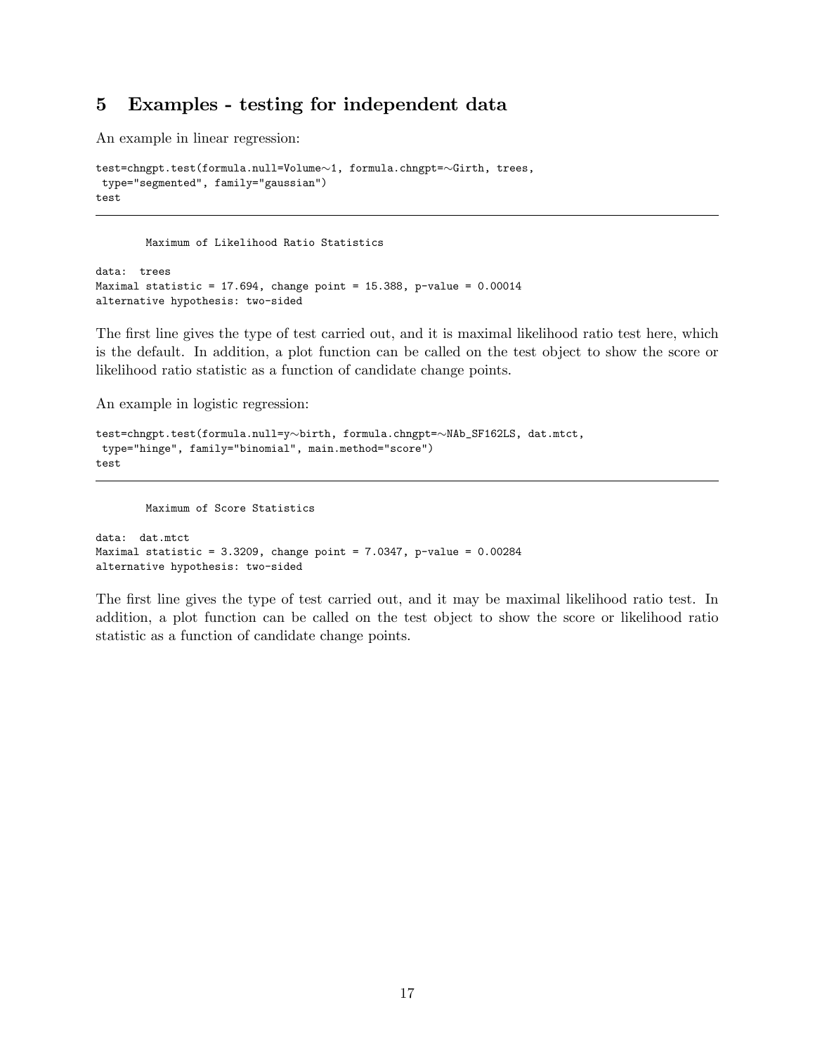## 5 Examples - testing for independent data

An example in linear regression:

```
test=chngpt.test(formula.null=Volume~1, formula.chngpt=~Girth, trees,
 type="segmented", family="gaussian")
test
```

---

```
        Maximum of Likelihood Ratio Statistics

data:  trees
Maximal statistic = 17.694, change point = 15.388, p-value = 0.00014
alternative hypothesis: two-sided
```

The first line gives the type of test carried out, and it is maximal likelihood ratio test here, which is the default. In addition, a plot function can be called on the test object to show the score or likelihood ratio statistic as a function of candidate change points.

An example in logistic regression:

```
test=chngpt.test(formula.null=y~birth, formula.chngpt=~NAb_SF162LS, dat.mtct,
 type="hinge", family="binomial", main.method="score")
test
```

---

```
        Maximum of Score Statistics

data:  dat.mtct
Maximal statistic = 3.3209, change point = 7.0347, p-value = 0.00284
alternative hypothesis: two-sided
```

The first line gives the type of test carried out, and it may be maximal likelihood ratio test. In addition, a plot function can be called on the test object to show the score or likelihood ratio statistic as a function of candidate change points.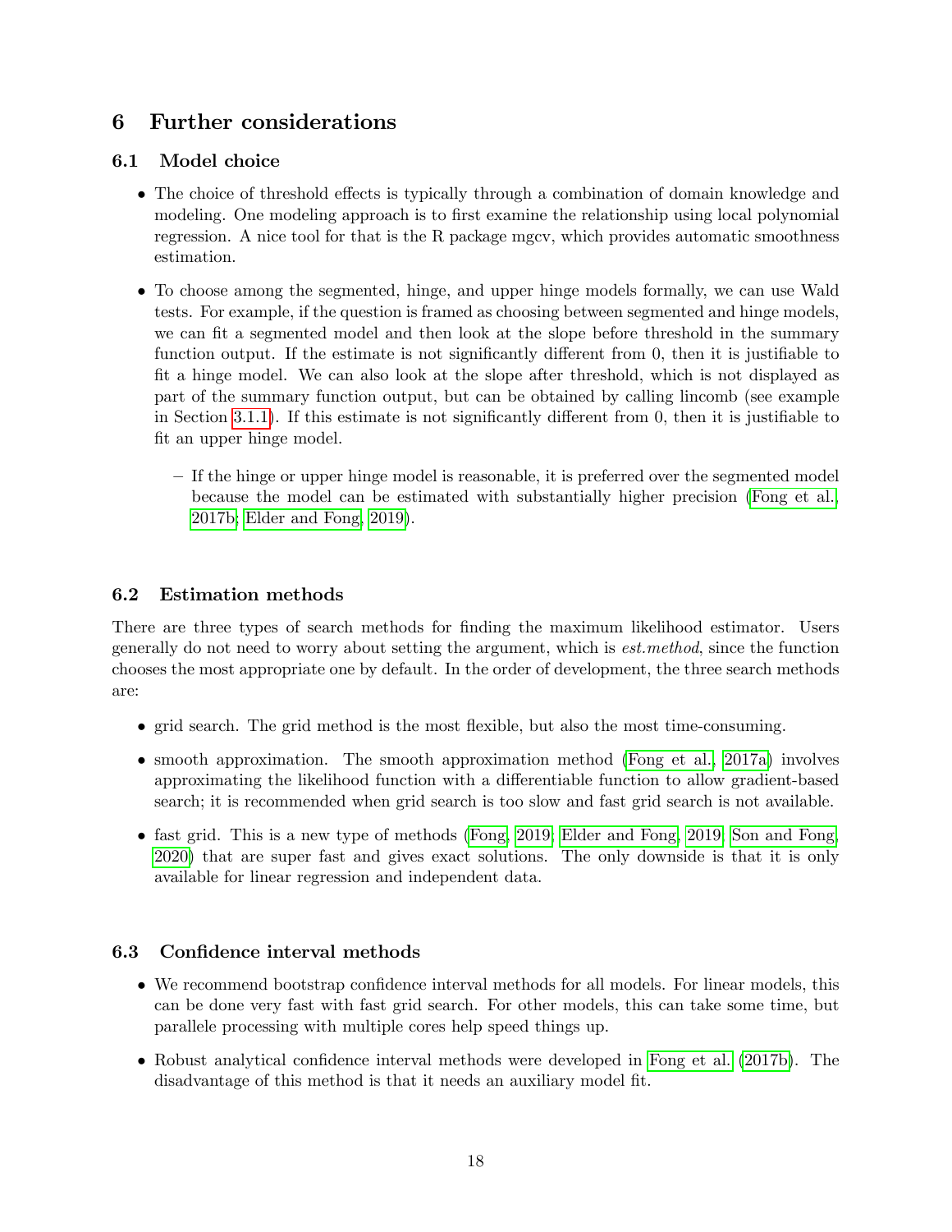# 6 Further considerations

## 6.1 Model choice

- The choice of threshold effects is typically through a combination of domain knowledge and modeling. One modeling approach is to first examine the relationship using local polynomial regression. A nice tool for that is the R package mgcv, which provides automatic smoothness estimation.
- To choose among the segmented, hinge, and upper hinge models formally, we can use Wald tests. For example, if the question is framed as choosing between segmented and hinge models, we can fit a segmented model and then look at the slope before threshold in the summary function output. If the estimate is not significantly different from 0, then it is justifiable to fit a hinge model. We can also look at the slope after threshold, which is not displayed as part of the summary function output, but can be obtained by calling lincomb (see example in Section 3.1.1). If this estimate is not significantly different from 0, then it is justifiable to fit an upper hinge model.
  - If the hinge or upper hinge model is reasonable, it is preferred over the segmented model because the model can be estimated with substantially higher precision (Fong et al., 2017b; Elder and Fong, 2019).

## 6.2 Estimation methods

There are three types of search methods for finding the maximum likelihood estimator. Users generally do not need to worry about setting the argument, which is *est.method*, since the function chooses the most appropriate one by default. In the order of development, the three search methods are:

- grid search. The grid method is the most flexible, but also the most time-consuming.
- smooth approximation. The smooth approximation method (Fong et al., 2017a) involves approximating the likelihood function with a differentiable function to allow gradient-based search; it is recommended when grid search is too slow and fast grid search is not available.
- fast grid. This is a new type of methods (Fong, 2019; Elder and Fong, 2019; Son and Fong, 2020) that are super fast and gives exact solutions. The only downside is that it is only available for linear regression and independent data.

## 6.3 Confidence interval methods

- We recommend bootstrap confidence interval methods for all models. For linear models, this can be done very fast with fast grid search. For other models, this can take some time, but parallele processing with multiple cores help speed things up.
- Robust analytical confidence interval methods were developed in Fong et al. (2017b). The disadvantage of this method is that it needs an auxiliary model fit.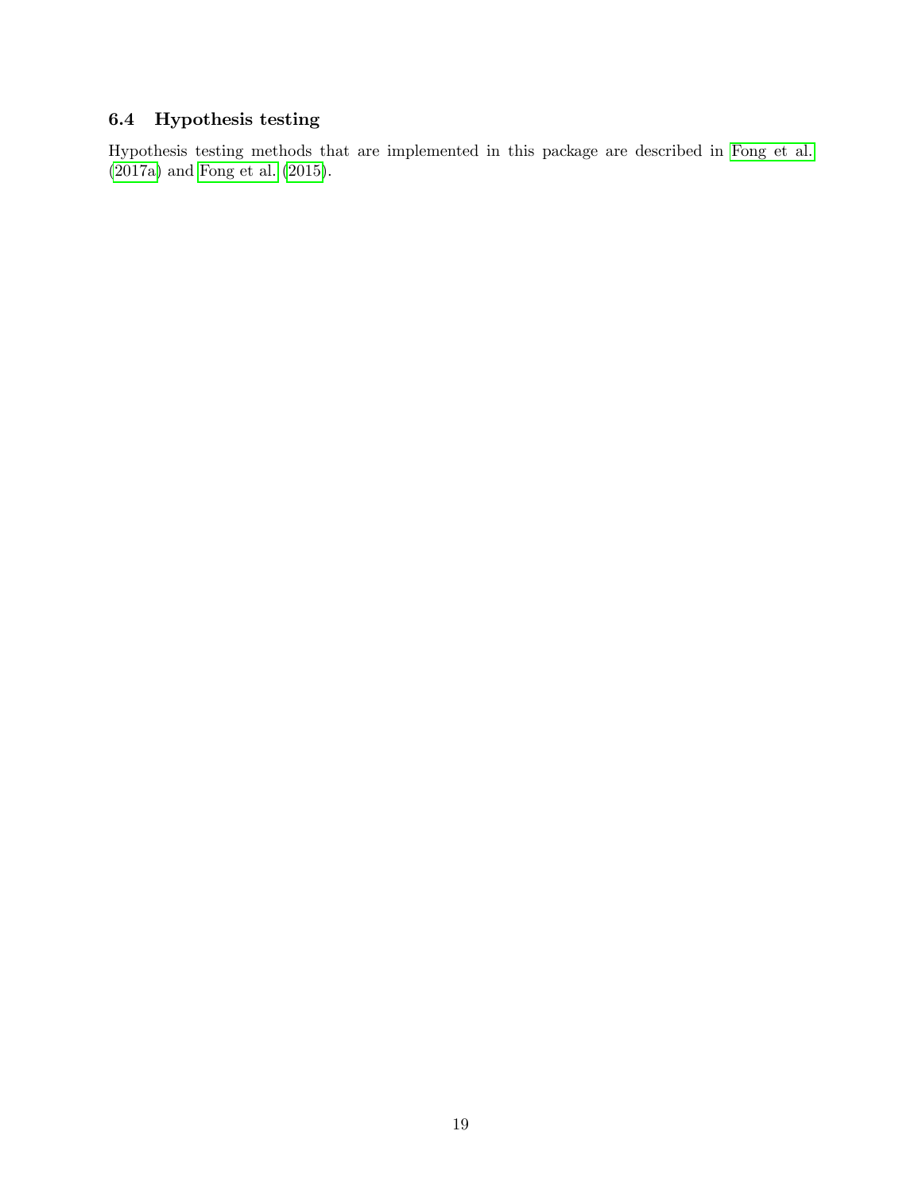### 6.4 Hypothesis testing

Hypothesis testing methods that are implemented in this package are described in Fong et al. (2017a) and Fong et al. (2015).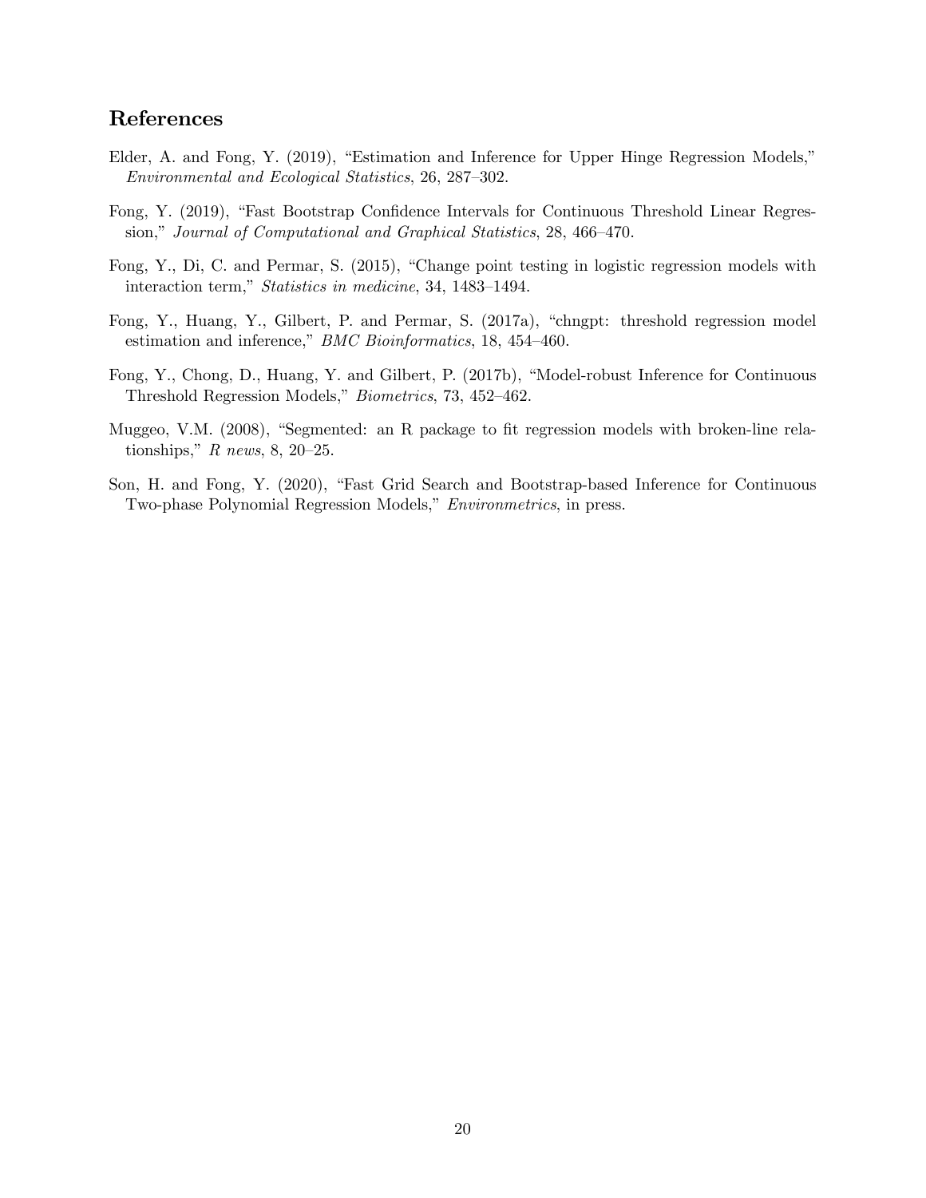## References

Elder, A. and Fong, Y. (2019), "Estimation and Inference for Upper Hinge Regression Models," *Environmental and Ecological Statistics*, 26, 287–302.

Fong, Y. (2019), "Fast Bootstrap Confidence Intervals for Continuous Threshold Linear Regression," *Journal of Computational and Graphical Statistics*, 28, 466–470.

Fong, Y., Di, C. and Permar, S. (2015), "Change point testing in logistic regression models with interaction term," *Statistics in medicine*, 34, 1483–1494.

Fong, Y., Huang, Y., Gilbert, P. and Permar, S. (2017a), "chngpt: threshold regression model estimation and inference," *BMC Bioinformatics*, 18, 454–460.

Fong, Y., Chong, D., Huang, Y. and Gilbert, P. (2017b), "Model-robust Inference for Continuous Threshold Regression Models," *Biometrics*, 73, 452–462.

Muggeo, V.M. (2008), "Segmented: an R package to fit regression models with broken-line relationships," *R news*, 8, 20–25.

Son, H. and Fong, Y. (2020), "Fast Grid Search and Bootstrap-based Inference for Continuous Two-phase Polynomial Regression Models," *Environmetrics*, in press.